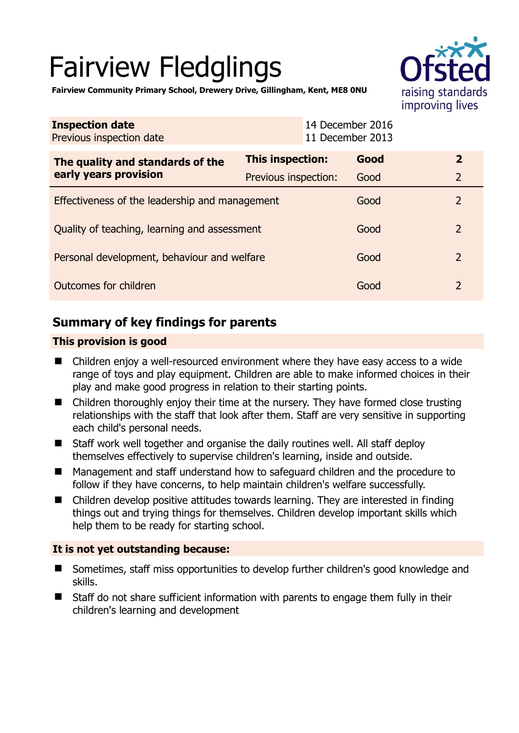# Fairview Fledglings

**Fairview Community Primary School, Drewery Drive, Gillingham, Kent, ME8 0NU**

| **Inspection date** | 14 December 2016 |
|---|---|
| Previous inspection date | 11 December 2013 |

| **The quality and standards of the early years provision** | **This inspection:** | **Good** | **2** |
|---|---|---|---|
| | Previous inspection: | Good | 2 |
| Effectiveness of the leadership and management | | Good | 2 |
| Quality of teaching, learning and assessment | | Good | 2 |
| Personal development, behaviour and welfare | | Good | 2 |
| Outcomes for children | | Good | 2 |

## Summary of key findings for parents

### This provision is good

- Children enjoy a well-resourced environment where they have easy access to a wide range of toys and play equipment. Children are able to make informed choices in their play and make good progress in relation to their starting points.
- Children thoroughly enjoy their time at the nursery. They have formed close trusting relationships with the staff that look after them. Staff are very sensitive in supporting each child's personal needs.
- Staff work well together and organise the daily routines well. All staff deploy themselves effectively to supervise children's learning, inside and outside.
- Management and staff understand how to safeguard children and the procedure to follow if they have concerns, to help maintain children's welfare successfully.
- Children develop positive attitudes towards learning. They are interested in finding things out and trying things for themselves. Children develop important skills which help them to be ready for starting school.

### It is not yet outstanding because:

- Sometimes, staff miss opportunities to develop further children's good knowledge and skills.
- Staff do not share sufficient information with parents to engage them fully in their children's learning and development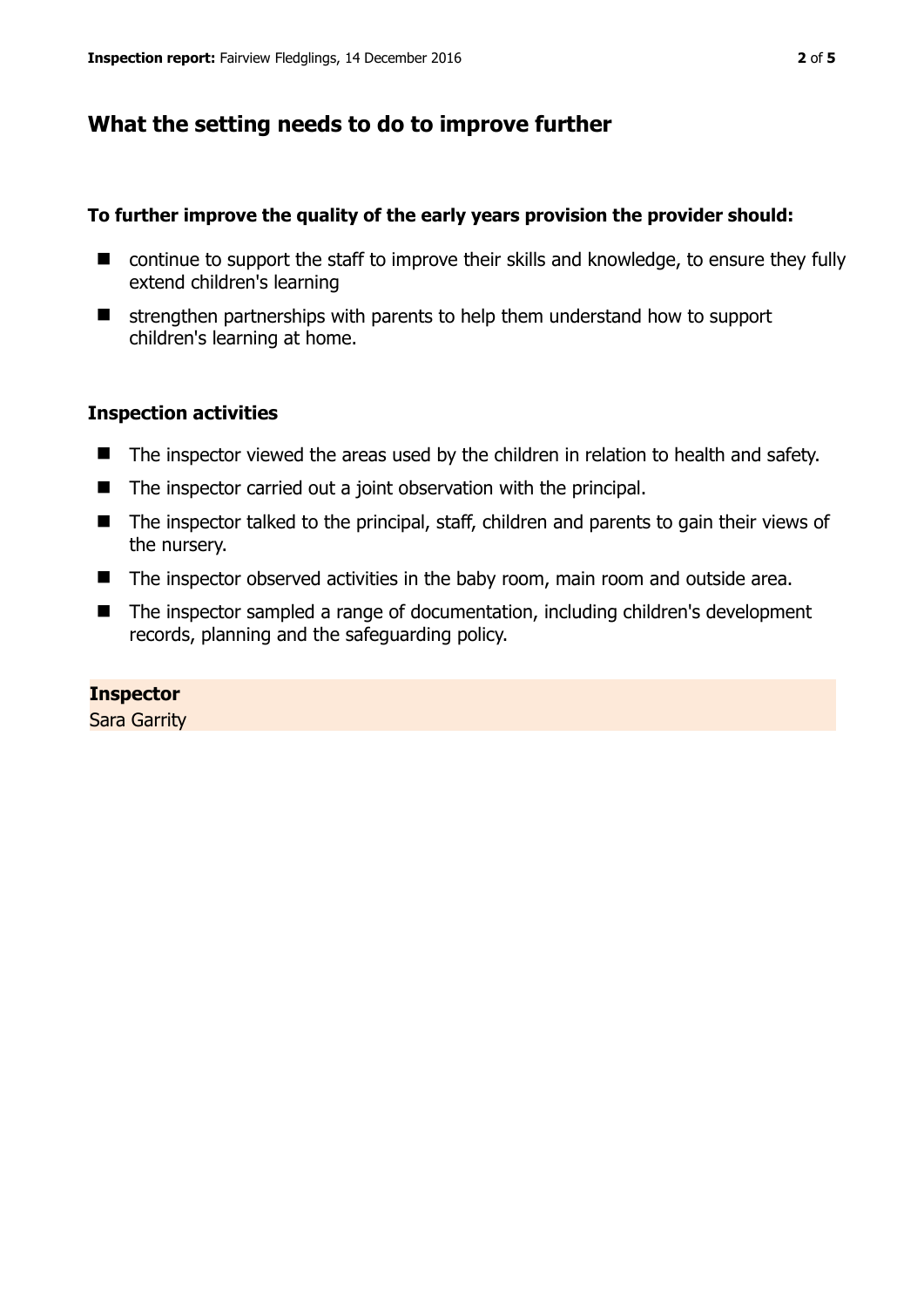## What the setting needs to do to improve further

**To further improve the quality of the early years provision the provider should:**

- continue to support the staff to improve their skills and knowledge, to ensure they fully extend children's learning
- strengthen partnerships with parents to help them understand how to support children's learning at home.

### Inspection activities

- The inspector viewed the areas used by the children in relation to health and safety.
- The inspector carried out a joint observation with the principal.
- The inspector talked to the principal, staff, children and parents to gain their views of the nursery.
- The inspector observed activities in the baby room, main room and outside area.
- The inspector sampled a range of documentation, including children's development records, planning and the safeguarding policy.

**Inspector**
Sara Garrity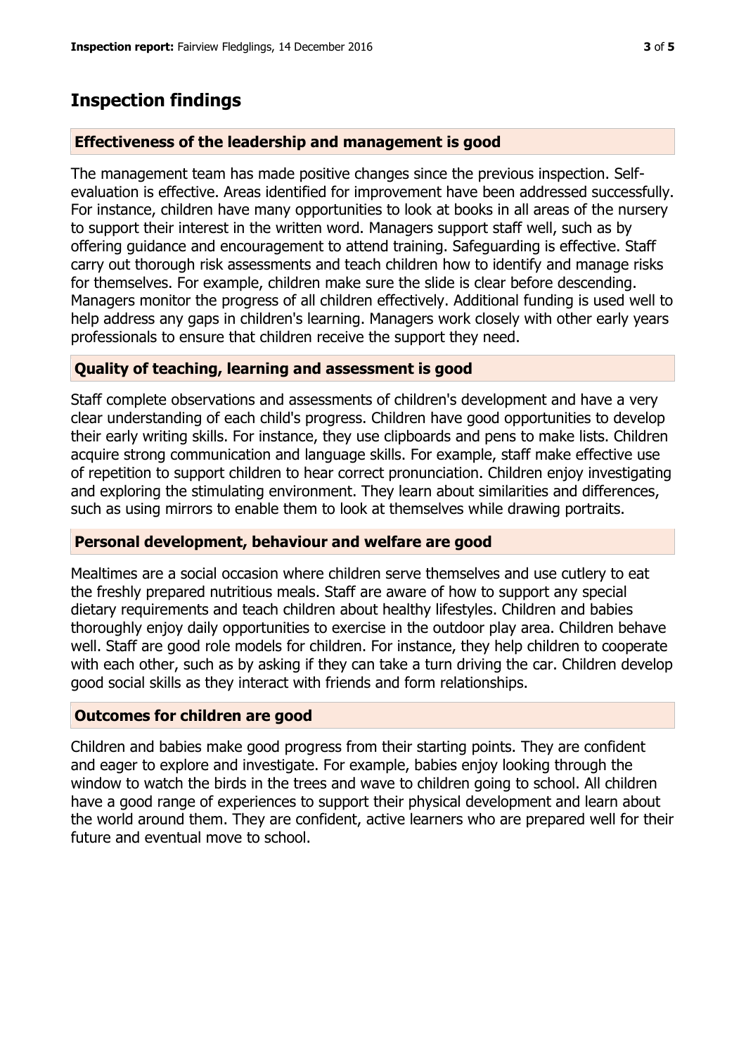## Inspection findings

### Effectiveness of the leadership and management is good

The management team has made positive changes since the previous inspection. Self-evaluation is effective. Areas identified for improvement have been addressed successfully. For instance, children have many opportunities to look at books in all areas of the nursery to support their interest in the written word. Managers support staff well, such as by offering guidance and encouragement to attend training. Safeguarding is effective. Staff carry out thorough risk assessments and teach children how to identify and manage risks for themselves. For example, children make sure the slide is clear before descending. Managers monitor the progress of all children effectively. Additional funding is used well to help address any gaps in children's learning. Managers work closely with other early years professionals to ensure that children receive the support they need.

### Quality of teaching, learning and assessment is good

Staff complete observations and assessments of children's development and have a very clear understanding of each child's progress. Children have good opportunities to develop their early writing skills. For instance, they use clipboards and pens to make lists. Children acquire strong communication and language skills. For example, staff make effective use of repetition to support children to hear correct pronunciation. Children enjoy investigating and exploring the stimulating environment. They learn about similarities and differences, such as using mirrors to enable them to look at themselves while drawing portraits.

### Personal development, behaviour and welfare are good

Mealtimes are a social occasion where children serve themselves and use cutlery to eat the freshly prepared nutritious meals. Staff are aware of how to support any special dietary requirements and teach children about healthy lifestyles. Children and babies thoroughly enjoy daily opportunities to exercise in the outdoor play area. Children behave well. Staff are good role models for children. For instance, they help children to cooperate with each other, such as by asking if they can take a turn driving the car. Children develop good social skills as they interact with friends and form relationships.

### Outcomes for children are good

Children and babies make good progress from their starting points. They are confident and eager to explore and investigate. For example, babies enjoy looking through the window to watch the birds in the trees and wave to children going to school. All children have a good range of experiences to support their physical development and learn about the world around them. They are confident, active learners who are prepared well for their future and eventual move to school.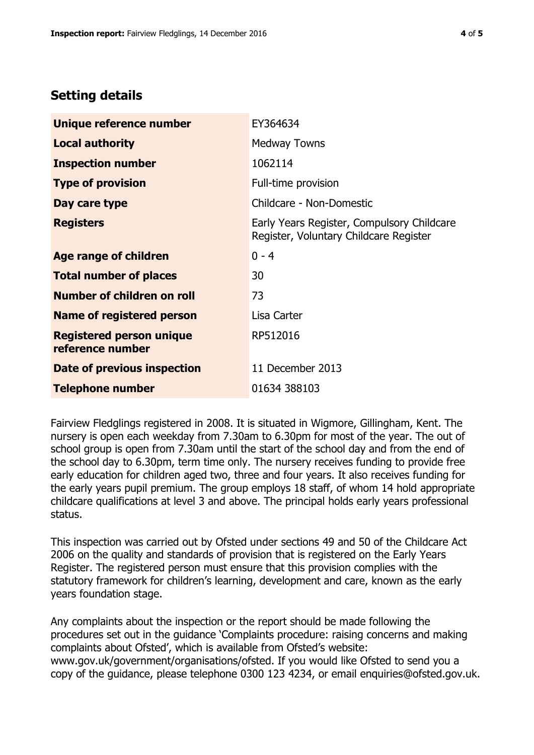## Setting details

| | |
|---|---|
| **Unique reference number** | EY364634 |
| **Local authority** | Medway Towns |
| **Inspection number** | 1062114 |
| **Type of provision** | Full-time provision |
| **Day care type** | Childcare - Non-Domestic |
| **Registers** | Early Years Register, Compulsory Childcare Register, Voluntary Childcare Register |
| **Age range of children** | 0 - 4 |
| **Total number of places** | 30 |
| **Number of children on roll** | 73 |
| **Name of registered person** | Lisa Carter |
| **Registered person unique reference number** | RP512016 |
| **Date of previous inspection** | 11 December 2013 |
| **Telephone number** | 01634 388103 |

Fairview Fledglings registered in 2008. It is situated in Wigmore, Gillingham, Kent. The nursery is open each weekday from 7.30am to 6.30pm for most of the year. The out of school group is open from 7.30am until the start of the school day and from the end of the school day to 6.30pm, term time only. The nursery receives funding to provide free early education for children aged two, three and four years. It also receives funding for the early years pupil premium. The group employs 18 staff, of whom 14 hold appropriate childcare qualifications at level 3 and above. The principal holds early years professional status.

This inspection was carried out by Ofsted under sections 49 and 50 of the Childcare Act 2006 on the quality and standards of provision that is registered on the Early Years Register. The registered person must ensure that this provision complies with the statutory framework for children's learning, development and care, known as the early years foundation stage.

Any complaints about the inspection or the report should be made following the procedures set out in the guidance 'Complaints procedure: raising concerns and making complaints about Ofsted', which is available from Ofsted's website: www.gov.uk/government/organisations/ofsted. If you would like Ofsted to send you a copy of the guidance, please telephone 0300 123 4234, or email enquiries@ofsted.gov.uk.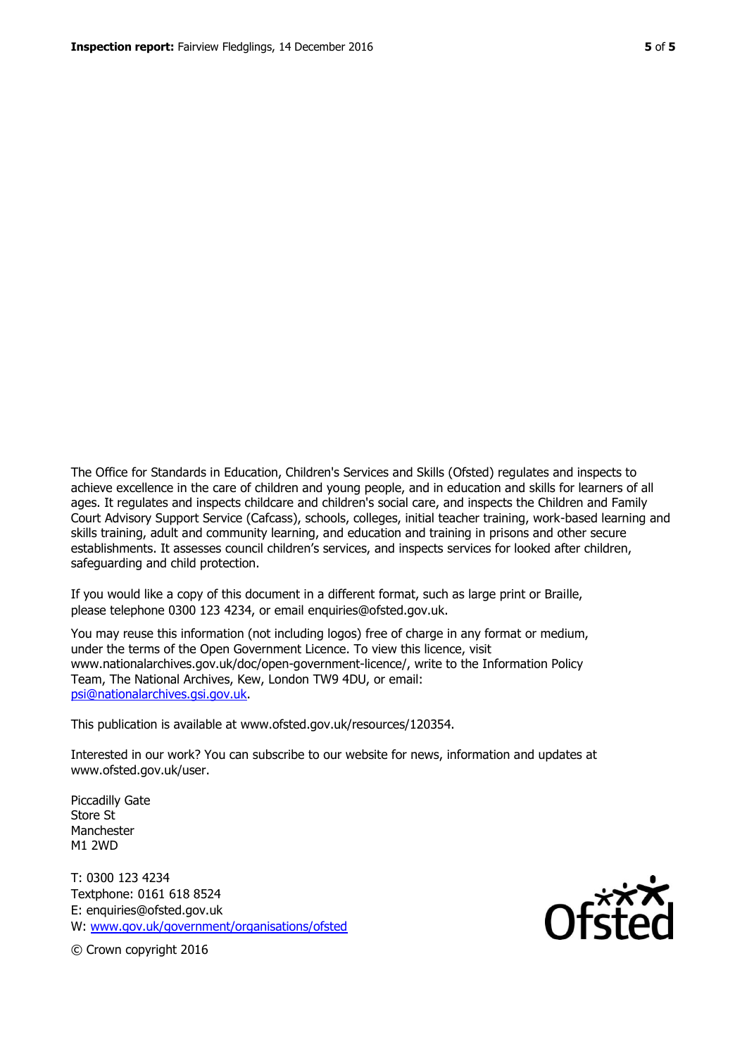The Office for Standards in Education, Children's Services and Skills (Ofsted) regulates and inspects to achieve excellence in the care of children and young people, and in education and skills for learners of all ages. It regulates and inspects childcare and children's social care, and inspects the Children and Family Court Advisory Support Service (Cafcass), schools, colleges, initial teacher training, work-based learning and skills training, adult and community learning, and education and training in prisons and other secure establishments. It assesses council children's services, and inspects services for looked after children, safeguarding and child protection.

If you would like a copy of this document in a different format, such as large print or Braille, please telephone 0300 123 4234, or email enquiries@ofsted.gov.uk.

You may reuse this information (not including logos) free of charge in any format or medium, under the terms of the Open Government Licence. To view this licence, visit www.nationalarchives.gov.uk/doc/open-government-licence/, write to the Information Policy Team, The National Archives, Kew, London TW9 4DU, or email: psi@nationalarchives.gsi.gov.uk.

This publication is available at www.ofsted.gov.uk/resources/120354.

Interested in our work? You can subscribe to our website for news, information and updates at www.ofsted.gov.uk/user.

Piccadilly Gate
Store St
Manchester
M1 2WD

T: 0300 123 4234
Textphone: 0161 618 8524
E: enquiries@ofsted.gov.uk
W: www.gov.uk/government/organisations/ofsted

Ofsted

© Crown copyright 2016